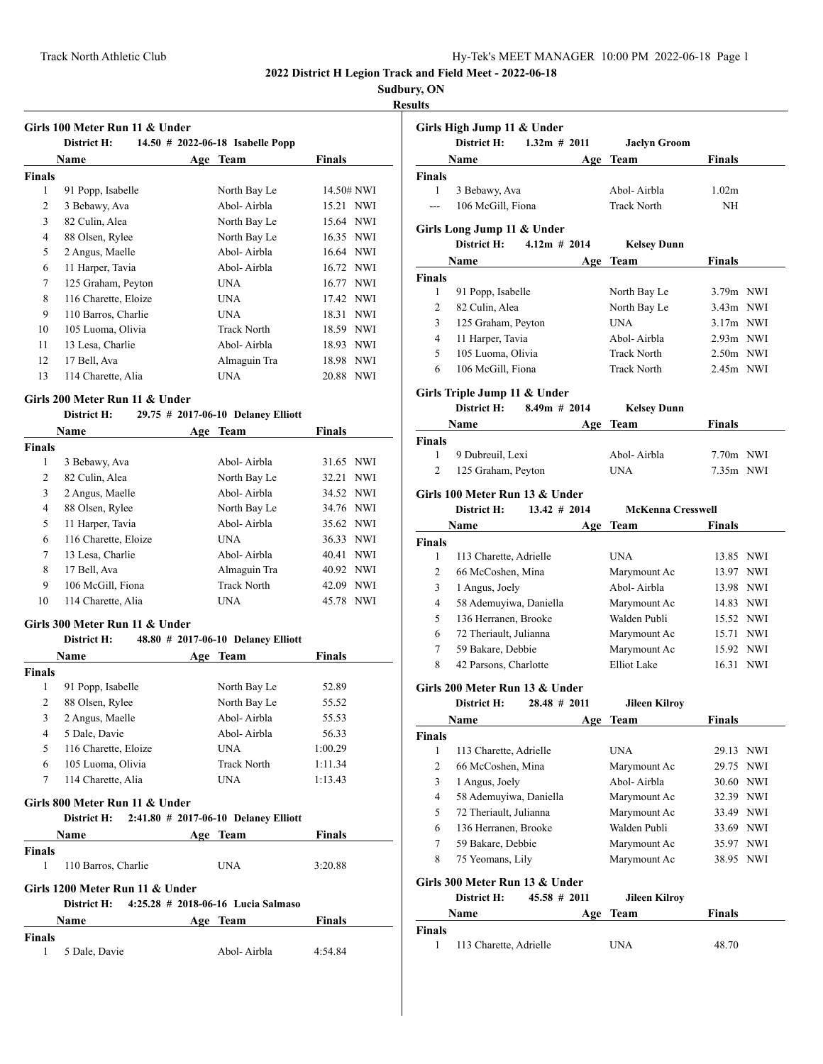# 2022 District H Legion Track and Field Meet - 2022-06-18

**Sudbury, ON**

**Results**

## Girls 100 Meter Run 11 & Under

District H: 14.50 # 2022-06-18 Isabelle Popp

| | Name | Age | Team | Finals | |
|---|---|---|---|---|---|
| **Finals** | | | | | |
| 1 | 91 Popp, Isabelle | | North Bay Le | 14.50# | NWI |
| 2 | 3 Bebawy, Ava | | Abol- Airbla | 15.21 | NWI |
| 3 | 82 Culin, Alea | | North Bay Le | 15.64 | NWI |
| 4 | 88 Olsen, Rylee | | North Bay Le | 16.35 | NWI |
| 5 | 2 Angus, Maelle | | Abol- Airbla | 16.64 | NWI |
| 6 | 11 Harper, Tavia | | Abol- Airbla | 16.72 | NWI |
| 7 | 125 Graham, Peyton | | UNA | 16.77 | NWI |
| 8 | 116 Charette, Eloize | | UNA | 17.42 | NWI |
| 9 | 110 Barros, Charlie | | UNA | 18.31 | NWI |
| 10 | 105 Luoma, Olivia | | Track North | 18.59 | NWI |
| 11 | 13 Lesa, Charlie | | Abol- Airbla | 18.93 | NWI |
| 12 | 17 Bell, Ava | | Almaguin Tra | 18.98 | NWI |
| 13 | 114 Charette, Alia | | UNA | 20.88 | NWI |

## Girls 200 Meter Run 11 & Under

District H: 29.75 # 2017-06-10 Delaney Elliott

| | Name | Age | Team | Finals | |
|---|---|---|---|---|---|
| **Finals** | | | | | |
| 1 | 3 Bebawy, Ava | | Abol- Airbla | 31.65 | NWI |
| 2 | 82 Culin, Alea | | North Bay Le | 32.21 | NWI |
| 3 | 2 Angus, Maelle | | Abol- Airbla | 34.52 | NWI |
| 4 | 88 Olsen, Rylee | | North Bay Le | 34.76 | NWI |
| 5 | 11 Harper, Tavia | | Abol- Airbla | 35.62 | NWI |
| 6 | 116 Charette, Eloize | | UNA | 36.33 | NWI |
| 7 | 13 Lesa, Charlie | | Abol- Airbla | 40.41 | NWI |
| 8 | 17 Bell, Ava | | Almaguin Tra | 40.92 | NWI |
| 9 | 106 McGill, Fiona | | Track North | 42.09 | NWI |
| 10 | 114 Charette, Alia | | UNA | 45.78 | NWI |

## Girls 300 Meter Run 11 & Under

District H: 48.80 # 2017-06-10 Delaney Elliott

| | Name | Age | Team | Finals |
|---|---|---|---|---|
| **Finals** | | | | |
| 1 | 91 Popp, Isabelle | | North Bay Le | 52.89 |
| 2 | 88 Olsen, Rylee | | North Bay Le | 55.52 |
| 3 | 2 Angus, Maelle | | Abol- Airbla | 55.53 |
| 4 | 5 Dale, Davie | | Abol- Airbla | 56.33 |
| 5 | 116 Charette, Eloize | | UNA | 1:00.29 |
| 6 | 105 Luoma, Olivia | | Track North | 1:11.34 |
| 7 | 114 Charette, Alia | | UNA | 1:13.43 |

## Girls 800 Meter Run 11 & Under

District H: 2:41.80 # 2017-06-10 Delaney Elliott

| | Name | Age | Team | Finals |
|---|---|---|---|---|
| **Finals** | | | | |
| 1 | 110 Barros, Charlie | | UNA | 3:20.88 |

## Girls 1200 Meter Run 11 & Under

District H: 4:25.28 # 2018-06-16 Lucia Salmaso

| | Name | Age | Team | Finals |
|---|---|---|---|---|
| **Finals** | | | | |
| 1 | 5 Dale, Davie | | Abol- Airbla | 4:54.84 |

## Girls High Jump 11 & Under

District H: 1.32m # 2011 Jaclyn Groom

| | Name | Age | Team | Finals |
|---|---|---|---|---|
| **Finals** | | | | |
| 1 | 3 Bebawy, Ava | | Abol- Airbla | 1.02m |
| --- | 106 McGill, Fiona | | Track North | NH |

## Girls Long Jump 11 & Under

District H: 4.12m # 2014 Kelsey Dunn

| | Name | Age | Team | Finals | |
|---|---|---|---|---|---|
| **Finals** | | | | | |
| 1 | 91 Popp, Isabelle | | North Bay Le | 3.79m | NWI |
| 2 | 82 Culin, Alea | | North Bay Le | 3.43m | NWI |
| 3 | 125 Graham, Peyton | | UNA | 3.17m | NWI |
| 4 | 11 Harper, Tavia | | Abol- Airbla | 2.93m | NWI |
| 5 | 105 Luoma, Olivia | | Track North | 2.50m | NWI |
| 6 | 106 McGill, Fiona | | Track North | 2.45m | NWI |

## Girls Triple Jump 11 & Under

District H: 8.49m # 2014 Kelsey Dunn

| | Name | Age | Team | Finals | |
|---|---|---|---|---|---|
| **Finals** | | | | | |
| 1 | 9 Dubreuil, Lexi | | Abol- Airbla | 7.70m | NWI |
| 2 | 125 Graham, Peyton | | UNA | 7.35m | NWI |

## Girls 100 Meter Run 13 & Under

District H: 13.42 # 2014 McKenna Cresswell

| | Name | Age | Team | Finals | |
|---|---|---|---|---|---|
| **Finals** | | | | | |
| 1 | 113 Charette, Adrielle | | UNA | 13.85 | NWI |
| 2 | 66 McCoshen, Mina | | Marymount Ac | 13.97 | NWI |
| 3 | 1 Angus, Joely | | Abol- Airbla | 13.98 | NWI |
| 4 | 58 Ademuyiwa, Daniella | | Marymount Ac | 14.83 | NWI |
| 5 | 136 Herranen, Brooke | | Walden Publi | 15.52 | NWI |
| 6 | 72 Theriault, Julianna | | Marymount Ac | 15.71 | NWI |
| 7 | 59 Bakare, Debbie | | Marymount Ac | 15.92 | NWI |
| 8 | 42 Parsons, Charlotte | | Elliot Lake | 16.31 | NWI |

## Girls 200 Meter Run 13 & Under

District H: 28.48 # 2011 Jileen Kilroy

| | Name | Age | Team | Finals | |
|---|---|---|---|---|---|
| **Finals** | | | | | |
| 1 | 113 Charette, Adrielle | | UNA | 29.13 | NWI |
| 2 | 66 McCoshen, Mina | | Marymount Ac | 29.75 | NWI |
| 3 | 1 Angus, Joely | | Abol- Airbla | 30.60 | NWI |
| 4 | 58 Ademuyiwa, Daniella | | Marymount Ac | 32.39 | NWI |
| 5 | 72 Theriault, Julianna | | Marymount Ac | 33.49 | NWI |
| 6 | 136 Herranen, Brooke | | Walden Publi | 33.69 | NWI |
| 7 | 59 Bakare, Debbie | | Marymount Ac | 35.97 | NWI |
| 8 | 75 Yeomans, Lily | | Marymount Ac | 38.95 | NWI |

## Girls 300 Meter Run 13 & Under

District H: 45.58 # 2011 Jileen Kilroy

| | Name | Age | Team | Finals |
|---|---|---|---|---|
| **Finals** | | | | |
| 1 | 113 Charette, Adrielle | | UNA | 48.70 |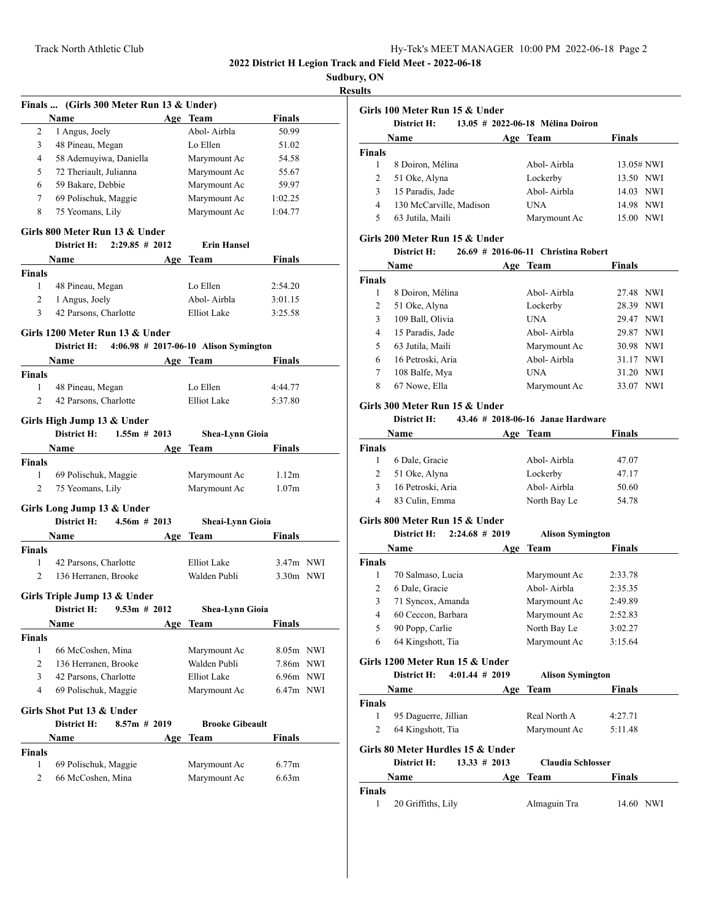# 2022 District H Legion Track and Field Meet - 2022-06-18

**Sudbury, ON**

**Results**

### Finals ... (Girls 300 Meter Run 13 & Under)

| | Name | Age | Team | Finals |
|---|---|---|---|---|
| 2 | 1 Angus, Joely | | Abol- Airbla | 50.99 |
| 3 | 48 Pineau, Megan | | Lo Ellen | 51.02 |
| 4 | 58 Ademuyiwa, Daniella | | Marymount Ac | 54.58 |
| 5 | 72 Theriault, Julianna | | Marymount Ac | 55.67 |
| 6 | 59 Bakare, Debbie | | Marymount Ac | 59.97 |
| 7 | 69 Polischuk, Maggie | | Marymount Ac | 1:02.25 |
| 8 | 75 Yeomans, Lily | | Marymount Ac | 1:04.77 |

### Girls 800 Meter Run 13 & Under

**District H: 2:29.85 # 2012 Erin Hansel**

| | Name | Age | Team | Finals |
|---|---|---|---|---|
| **Finals** | | | | |
| 1 | 48 Pineau, Megan | | Lo Ellen | 2:54.20 |
| 2 | 1 Angus, Joely | | Abol- Airbla | 3:01.15 |
| 3 | 42 Parsons, Charlotte | | Elliot Lake | 3:25.58 |

### Girls 1200 Meter Run 13 & Under

**District H: 4:06.98 # 2017-06-10 Alison Symington**

| | Name | Age | Team | Finals |
|---|---|---|---|---|
| **Finals** | | | | |
| 1 | 48 Pineau, Megan | | Lo Ellen | 4:44.77 |
| 2 | 42 Parsons, Charlotte | | Elliot Lake | 5:37.80 |

### Girls High Jump 13 & Under

**District H: 1.55m # 2013 Shea-Lynn Gioia**

| | Name | Age | Team | Finals |
|---|---|---|---|---|
| **Finals** | | | | |
| 1 | 69 Polischuk, Maggie | | Marymount Ac | 1.12m |
| 2 | 75 Yeomans, Lily | | Marymount Ac | 1.07m |

### Girls Long Jump 13 & Under

**District H: 4.56m # 2013 Sheai-Lynn Gioia**

| | Name | Age | Team | Finals | |
|---|---|---|---|---|---|
| **Finals** | | | | | |
| 1 | 42 Parsons, Charlotte | | Elliot Lake | 3.47m | NWI |
| 2 | 136 Herranen, Brooke | | Walden Publi | 3.30m | NWI |

### Girls Triple Jump 13 & Under

**District H: 9.53m # 2012 Shea-Lynn Gioia**

| | Name | Age | Team | Finals | |
|---|---|---|---|---|---|
| **Finals** | | | | | |
| 1 | 66 McCoshen, Mina | | Marymount Ac | 8.05m | NWI |
| 2 | 136 Herranen, Brooke | | Walden Publi | 7.86m | NWI |
| 3 | 42 Parsons, Charlotte | | Elliot Lake | 6.96m | NWI |
| 4 | 69 Polischuk, Maggie | | Marymount Ac | 6.47m | NWI |

### Girls Shot Put 13 & Under

**District H: 8.57m # 2019 Brooke Gibeault**

| | Name | Age | Team | Finals |
|---|---|---|---|---|
| **Finals** | | | | |
| 1 | 69 Polischuk, Maggie | | Marymount Ac | 6.77m |
| 2 | 66 McCoshen, Mina | | Marymount Ac | 6.63m |

### Girls 100 Meter Run 15 & Under

**District H: 13.05 # 2022-06-18 Mélina Doiron**

| | Name | Age | Team | Finals | |
|---|---|---|---|---|---|
| **Finals** | | | | | |
| 1 | 8 Doiron, Mélina | | Abol- Airbla | 13.05# | NWI |
| 2 | 51 Oke, Alyna | | Lockerby | 13.50 | NWI |
| 3 | 15 Paradis, Jade | | Abol- Airbla | 14.03 | NWI |
| 4 | 130 McCarville, Madison | | UNA | 14.98 | NWI |
| 5 | 63 Jutila, Maili | | Marymount Ac | 15.00 | NWI |

### Girls 200 Meter Run 15 & Under

**District H: 26.69 # 2016-06-11 Christina Robert**

| | Name | Age | Team | Finals | |
|---|---|---|---|---|---|
| **Finals** | | | | | |
| 1 | 8 Doiron, Mélina | | Abol- Airbla | 27.48 | NWI |
| 2 | 51 Oke, Alyna | | Lockerby | 28.39 | NWI |
| 3 | 109 Ball, Olivia | | UNA | 29.47 | NWI |
| 4 | 15 Paradis, Jade | | Abol- Airbla | 29.87 | NWI |
| 5 | 63 Jutila, Maili | | Marymount Ac | 30.98 | NWI |
| 6 | 16 Petroski, Aria | | Abol- Airbla | 31.17 | NWI |
| 7 | 108 Balfe, Mya | | UNA | 31.20 | NWI |
| 8 | 67 Nowe, Ella | | Marymount Ac | 33.07 | NWI |

### Girls 300 Meter Run 15 & Under

**District H: 43.46 # 2018-06-16 Janae Hardware**

| | Name | Age | Team | Finals |
|---|---|---|---|---|
| **Finals** | | | | |
| 1 | 6 Dale, Gracie | | Abol- Airbla | 47.07 |
| 2 | 51 Oke, Alyna | | Lockerby | 47.17 |
| 3 | 16 Petroski, Aria | | Abol- Airbla | 50.60 |
| 4 | 83 Culin, Emma | | North Bay Le | 54.78 |

### Girls 800 Meter Run 15 & Under

**District H: 2:24.68 # 2019 Alison Symington**

| | Name | Age | Team | Finals |
|---|---|---|---|---|
| **Finals** | | | | |
| 1 | 70 Salmaso, Lucia | | Marymount Ac | 2:33.78 |
| 2 | 6 Dale, Gracie | | Abol- Airbla | 2:35.35 |
| 3 | 71 Syncox, Amanda | | Marymount Ac | 2:49.89 |
| 4 | 60 Ceccon, Barbara | | Marymount Ac | 2:52.83 |
| 5 | 90 Popp, Carlie | | North Bay Le | 3:02.27 |
| 6 | 64 Kingshott, Tia | | Marymount Ac | 3:15.64 |

### Girls 1200 Meter Run 15 & Under

**District H: 4:01.44 # 2019 Alison Symington**

| | Name | Age | Team | Finals |
|---|---|---|---|---|
| **Finals** | | | | |
| 1 | 95 Daguerre, Jillian | | Real North A | 4:27.71 |
| 2 | 64 Kingshott, Tia | | Marymount Ac | 5:11.48 |

### Girls 80 Meter Hurdles 15 & Under

**District H: 13.33 # 2013 Claudia Schlosser**

| | Name | Age | Team | Finals | |
|---|---|---|---|---|---|
| **Finals** | | | | | |
| 1 | 20 Griffiths, Lily | | Almaguin Tra | 14.60 | NWI |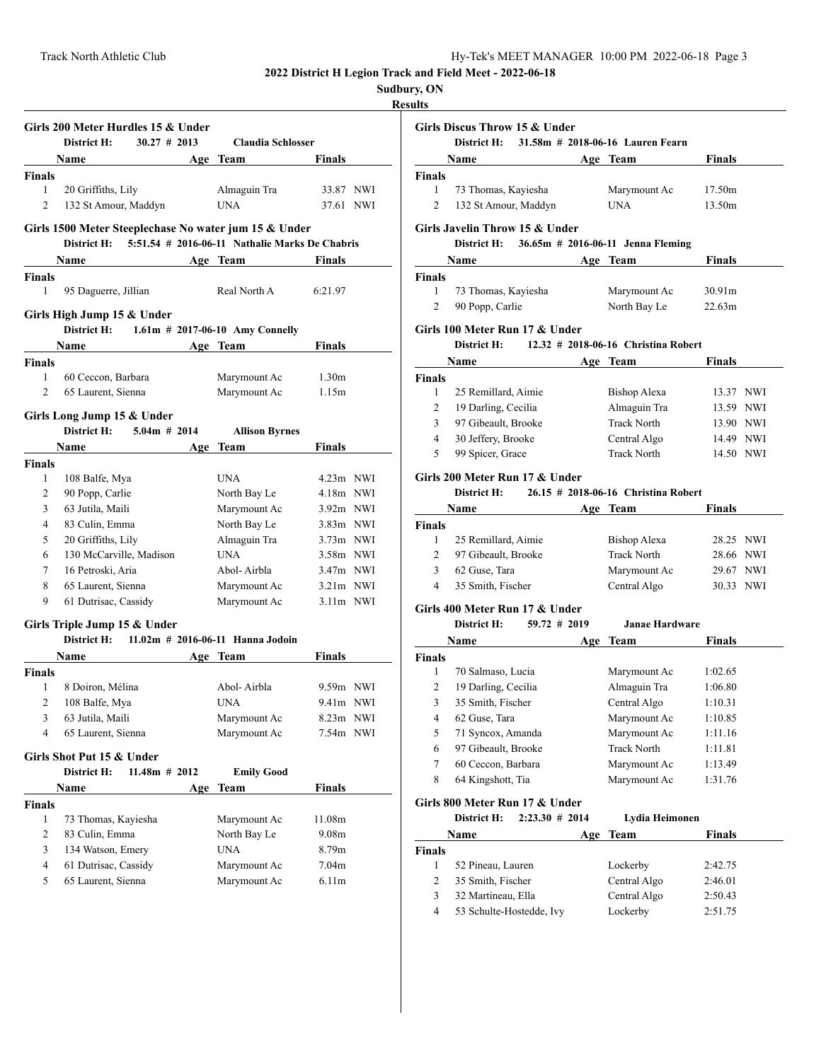# 2022 District H Legion Track and Field Meet - 2022-06-18

**Sudbury, ON**

**Results**

### Girls 200 Meter Hurdles 15 & Under

District H: 30.27 # 2013 Claudia Schlosser

| Place | Name | Age | Team | Finals | |
|---|---|---|---|---|---|
| **Finals** | | | | | |
| 1 | 20 Griffiths, Lily | | Almaguin Tra | 33.87 | NWI |
| 2 | 132 St Amour, Maddyn | | UNA | 37.61 | NWI |

### Girls 1500 Meter Steeplechase No water jum 15 & Under

District H: 5:51.54 # 2016-06-11 Nathalie Marks De Chabris

| Place | Name | Age | Team | Finals |
|---|---|---|---|---|
| **Finals** | | | | |
| 1 | 95 Daguerre, Jillian | | Real North A | 6:21.97 |

### Girls High Jump 15 & Under

District H: 1.61m # 2017-06-10 Amy Connelly

| Place | Name | Age | Team | Finals |
|---|---|---|---|---|
| **Finals** | | | | |
| 1 | 60 Ceccon, Barbara | | Marymount Ac | 1.30m |
| 2 | 65 Laurent, Sienna | | Marymount Ac | 1.15m |

### Girls Long Jump 15 & Under

District H: 5.04m # 2014 Allison Byrnes

| Place | Name | Age | Team | Finals | |
|---|---|---|---|---|---|
| **Finals** | | | | | |
| 1 | 108 Balfe, Mya | | UNA | 4.23m | NWI |
| 2 | 90 Popp, Carlie | | North Bay Le | 4.18m | NWI |
| 3 | 63 Jutila, Maili | | Marymount Ac | 3.92m | NWI |
| 4 | 83 Culin, Emma | | North Bay Le | 3.83m | NWI |
| 5 | 20 Griffiths, Lily | | Almaguin Tra | 3.73m | NWI |
| 6 | 130 McCarville, Madison | | UNA | 3.58m | NWI |
| 7 | 16 Petroski, Aria | | Abol- Airbla | 3.47m | NWI |
| 8 | 65 Laurent, Sienna | | Marymount Ac | 3.21m | NWI |
| 9 | 61 Dutrisac, Cassidy | | Marymount Ac | 3.11m | NWI |

### Girls Triple Jump 15 & Under

District H: 11.02m # 2016-06-11 Hanna Jodoin

| Place | Name | Age | Team | Finals | |
|---|---|---|---|---|---|
| **Finals** | | | | | |
| 1 | 8 Doiron, Mélina | | Abol- Airbla | 9.59m | NWI |
| 2 | 108 Balfe, Mya | | UNA | 9.41m | NWI |
| 3 | 63 Jutila, Maili | | Marymount Ac | 8.23m | NWI |
| 4 | 65 Laurent, Sienna | | Marymount Ac | 7.54m | NWI |

### Girls Shot Put 15 & Under

District H: 11.48m # 2012 Emily Good

| Place | Name | Age | Team | Finals |
|---|---|---|---|---|
| **Finals** | | | | |
| 1 | 73 Thomas, Kayiesha | | Marymount Ac | 11.08m |
| 2 | 83 Culin, Emma | | North Bay Le | 9.08m |
| 3 | 134 Watson, Emery | | UNA | 8.79m |
| 4 | 61 Dutrisac, Cassidy | | Marymount Ac | 7.04m |
| 5 | 65 Laurent, Sienna | | Marymount Ac | 6.11m |

### Girls Discus Throw 15 & Under

District H: 31.58m # 2018-06-16 Lauren Fearn

| Place | Name | Age | Team | Finals |
|---|---|---|---|---|
| **Finals** | | | | |
| 1 | 73 Thomas, Kayiesha | | Marymount Ac | 17.50m |
| 2 | 132 St Amour, Maddyn | | UNA | 13.50m |

### Girls Javelin Throw 15 & Under

District H: 36.65m # 2016-06-11 Jenna Fleming

| Place | Name | Age | Team | Finals |
|---|---|---|---|---|
| **Finals** | | | | |
| 1 | 73 Thomas, Kayiesha | | Marymount Ac | 30.91m |
| 2 | 90 Popp, Carlie | | North Bay Le | 22.63m |

### Girls 100 Meter Run 17 & Under

District H: 12.32 # 2018-06-16 Christina Robert

| Place | Name | Age | Team | Finals | |
|---|---|---|---|---|---|
| **Finals** | | | | | |
| 1 | 25 Remillard, Aimie | | Bishop Alexa | 13.37 | NWI |
| 2 | 19 Darling, Cecilia | | Almaguin Tra | 13.59 | NWI |
| 3 | 97 Gibeault, Brooke | | Track North | 13.90 | NWI |
| 4 | 30 Jeffery, Brooke | | Central Algo | 14.49 | NWI |
| 5 | 99 Spicer, Grace | | Track North | 14.50 | NWI |

### Girls 200 Meter Run 17 & Under

District H: 26.15 # 2018-06-16 Christina Robert

| Place | Name | Age | Team | Finals | |
|---|---|---|---|---|---|
| **Finals** | | | | | |
| 1 | 25 Remillard, Aimie | | Bishop Alexa | 28.25 | NWI |
| 2 | 97 Gibeault, Brooke | | Track North | 28.66 | NWI |
| 3 | 62 Guse, Tara | | Marymount Ac | 29.67 | NWI |
| 4 | 35 Smith, Fischer | | Central Algo | 30.33 | NWI |

### Girls 400 Meter Run 17 & Under

District H: 59.72 # 2019 Janae Hardware

| Place | Name | Age | Team | Finals |
|---|---|---|---|---|
| **Finals** | | | | |
| 1 | 70 Salmaso, Lucia | | Marymount Ac | 1:02.65 |
| 2 | 19 Darling, Cecilia | | Almaguin Tra | 1:06.80 |
| 3 | 35 Smith, Fischer | | Central Algo | 1:10.31 |
| 4 | 62 Guse, Tara | | Marymount Ac | 1:10.85 |
| 5 | 71 Syncox, Amanda | | Marymount Ac | 1:11.16 |
| 6 | 97 Gibeault, Brooke | | Track North | 1:11.81 |
| 7 | 60 Ceccon, Barbara | | Marymount Ac | 1:13.49 |
| 8 | 64 Kingshott, Tia | | Marymount Ac | 1:31.76 |

### Girls 800 Meter Run 17 & Under

District H: 2:23.30 # 2014 Lydia Heimonen

| Place | Name | Age | Team | Finals |
|---|---|---|---|---|
| **Finals** | | | | |
| 1 | 52 Pineau, Lauren | | Lockerby | 2:42.75 |
| 2 | 35 Smith, Fischer | | Central Algo | 2:46.01 |
| 3 | 32 Martineau, Ella | | Central Algo | 2:50.43 |
| 4 | 53 Schulte-Hostedde, Ivy | | Lockerby | 2:51.75 |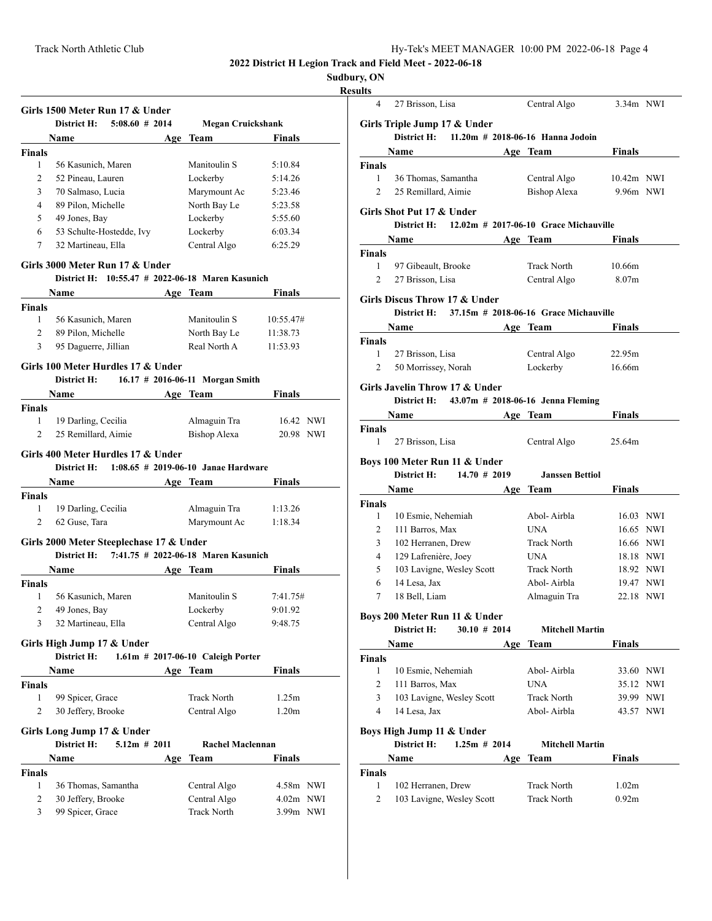## Girls 1500 Meter Run 17 & Under

District H: 5:08.60 # 2014 Megan Cruickshank

| | Name | Age | Team | Finals |
|---|---|---|---|---|
| **Finals** | | | | |
| 1 | 56 Kasunich, Maren | | Manitoulin S | 5:10.84 |
| 2 | 52 Pineau, Lauren | | Lockerby | 5:14.26 |
| 3 | 70 Salmaso, Lucia | | Marymount Ac | 5:23.46 |
| 4 | 89 Pilon, Michelle | | North Bay Le | 5:23.58 |
| 5 | 49 Jones, Bay | | Lockerby | 5:55.60 |
| 6 | 53 Schulte-Hostedde, Ivy | | Lockerby | 6:03.34 |
| 7 | 32 Martineau, Ella | | Central Algo | 6:25.29 |

## Girls 3000 Meter Run 17 & Under

District H: 10:55.47 # 2022-06-18 Maren Kasunich

| | Name | Age | Team | Finals |
|---|---|---|---|---|
| **Finals** | | | | |
| 1 | 56 Kasunich, Maren | | Manitoulin S | 10:55.47# |
| 2 | 89 Pilon, Michelle | | North Bay Le | 11:38.73 |
| 3 | 95 Daguerre, Jillian | | Real North A | 11:53.93 |

## Girls 100 Meter Hurdles 17 & Under

District H: 16.17 # 2016-06-11 Morgan Smith

| | Name | Age | Team | Finals | |
|---|---|---|---|---|---|
| **Finals** | | | | | |
| 1 | 19 Darling, Cecilia | | Almaguin Tra | 16.42 | NWI |
| 2 | 25 Remillard, Aimie | | Bishop Alexa | 20.98 | NWI |

## Girls 400 Meter Hurdles 17 & Under

District H: 1:08.65 # 2019-06-10 Janae Hardware

| | Name | Age | Team | Finals |
|---|---|---|---|---|
| **Finals** | | | | |
| 1 | 19 Darling, Cecilia | | Almaguin Tra | 1:13.26 |
| 2 | 62 Guse, Tara | | Marymount Ac | 1:18.34 |

## Girls 2000 Meter Steeplechase 17 & Under

District H: 7:41.75 # 2022-06-18 Maren Kasunich

| | Name | Age | Team | Finals |
|---|---|---|---|---|
| **Finals** | | | | |
| 1 | 56 Kasunich, Maren | | Manitoulin S | 7:41.75# |
| 2 | 49 Jones, Bay | | Lockerby | 9:01.92 |
| 3 | 32 Martineau, Ella | | Central Algo | 9:48.75 |

## Girls High Jump 17 & Under

District H: 1.61m # 2017-06-10 Caleigh Porter

| | Name | Age | Team | Finals |
|---|---|---|---|---|
| **Finals** | | | | |
| 1 | 99 Spicer, Grace | | Track North | 1.25m |
| 2 | 30 Jeffery, Brooke | | Central Algo | 1.20m |

## Girls Long Jump 17 & Under

District H: 5.12m # 2011 Rachel Maclennan

| | Name | Age | Team | Finals | |
|---|---|---|---|---|---|
| **Finals** | | | | | |
| 1 | 36 Thomas, Samantha | | Central Algo | 4.58m | NWI |
| 2 | 30 Jeffery, Brooke | | Central Algo | 4.02m | NWI |
| 3 | 99 Spicer, Grace | | Track North | 3.99m | NWI |
| 4 | 27 Brisson, Lisa | | Central Algo | 3.34m | NWI |

## Girls Triple Jump 17 & Under

District H: 11.20m # 2018-06-16 Hanna Jodoin

| | Name | Age | Team | Finals | |
|---|---|---|---|---|---|
| **Finals** | | | | | |
| 1 | 36 Thomas, Samantha | | Central Algo | 10.42m | NWI |
| 2 | 25 Remillard, Aimie | | Bishop Alexa | 9.96m | NWI |

## Girls Shot Put 17 & Under

District H: 12.02m # 2017-06-10 Grace Michauville

| | Name | Age | Team | Finals |
|---|---|---|---|---|
| **Finals** | | | | |
| 1 | 97 Gibeault, Brooke | | Track North | 10.66m |
| 2 | 27 Brisson, Lisa | | Central Algo | 8.07m |

## Girls Discus Throw 17 & Under

District H: 37.15m # 2018-06-16 Grace Michauville

| | Name | Age | Team | Finals |
|---|---|---|---|---|
| **Finals** | | | | |
| 1 | 27 Brisson, Lisa | | Central Algo | 22.95m |
| 2 | 50 Morrissey, Norah | | Lockerby | 16.66m |

## Girls Javelin Throw 17 & Under

District H: 43.07m # 2018-06-16 Jenna Fleming

| | Name | Age | Team | Finals |
|---|---|---|---|---|
| **Finals** | | | | |
| 1 | 27 Brisson, Lisa | | Central Algo | 25.64m |

## Boys 100 Meter Run 11 & Under

District H: 14.70 # 2019 Janssen Bettiol

| | Name | Age | Team | Finals | |
|---|---|---|---|---|---|
| **Finals** | | | | | |
| 1 | 10 Esmie, Nehemiah | | Abol- Airbla | 16.03 | NWI |
| 2 | 111 Barros, Max | | UNA | 16.65 | NWI |
| 3 | 102 Herranen, Drew | | Track North | 16.66 | NWI |
| 4 | 129 Lafrenière, Joey | | UNA | 18.18 | NWI |
| 5 | 103 Lavigne, Wesley Scott | | Track North | 18.92 | NWI |
| 6 | 14 Lesa, Jax | | Abol- Airbla | 19.47 | NWI |
| 7 | 18 Bell, Liam | | Almaguin Tra | 22.18 | NWI |

## Boys 200 Meter Run 11 & Under

District H: 30.10 # 2014 Mitchell Martin

| | Name | Age | Team | Finals | |
|---|---|---|---|---|---|
| **Finals** | | | | | |
| 1 | 10 Esmie, Nehemiah | | Abol- Airbla | 33.60 | NWI |
| 2 | 111 Barros, Max | | UNA | 35.12 | NWI |
| 3 | 103 Lavigne, Wesley Scott | | Track North | 39.99 | NWI |
| 4 | 14 Lesa, Jax | | Abol- Airbla | 43.57 | NWI |

## Boys High Jump 11 & Under

District H: 1.25m # 2014 Mitchell Martin

| | Name | Age | Team | Finals |
|---|---|---|---|---|
| **Finals** | | | | |
| 1 | 102 Herranen, Drew | | Track North | 1.02m |
| 2 | 103 Lavigne, Wesley Scott | | Track North | 0.92m |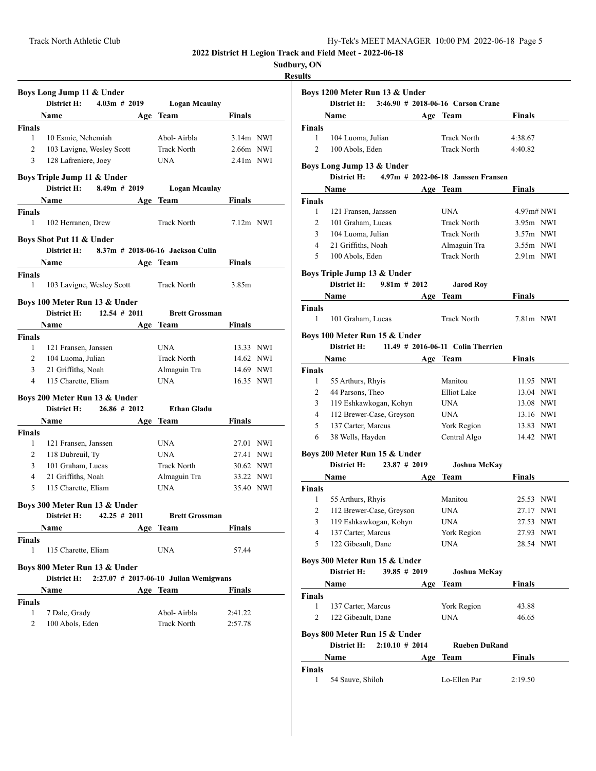# 2022 District H Legion Track and Field Meet - 2022-06-18

**Sudbury, ON**

**Results**

### Boys Long Jump 11 & Under

District H: 4.03m # 2019 Logan Mcaulay

| Place | Name | Age | Team | Finals | |
|---|---|---|---|---|---|
| **Finals** | | | | | |
| 1 | 10 Esmie, Nehemiah | | Abol- Airbla | 3.14m | NWI |
| 2 | 103 Lavigne, Wesley Scott | | Track North | 2.66m | NWI |
| 3 | 128 Lafreniere, Joey | | UNA | 2.41m | NWI |

### Boys Triple Jump 11 & Under

District H: 8.49m # 2019 Logan Mcaulay

| Place | Name | Age | Team | Finals | |
|---|---|---|---|---|---|
| **Finals** | | | | | |
| 1 | 102 Herranen, Drew | | Track North | 7.12m | NWI |

### Boys Shot Put 11 & Under

District H: 8.37m # 2018-06-16 Jackson Culin

| Place | Name | Age | Team | Finals |
|---|---|---|---|---|
| **Finals** | | | | |
| 1 | 103 Lavigne, Wesley Scott | | Track North | 3.85m |

### Boys 100 Meter Run 13 & Under

District H: 12.54 # 2011 Brett Grossman

| Place | Name | Age | Team | Finals | |
|---|---|---|---|---|---|
| **Finals** | | | | | |
| 1 | 121 Fransen, Janssen | | UNA | 13.33 | NWI |
| 2 | 104 Luoma, Julian | | Track North | 14.62 | NWI |
| 3 | 21 Griffiths, Noah | | Almaguin Tra | 14.69 | NWI |
| 4 | 115 Charette, Eliam | | UNA | 16.35 | NWI |

### Boys 200 Meter Run 13 & Under

District H: 26.86 # 2012 Ethan Gladu

| Place | Name | Age | Team | Finals | |
|---|---|---|---|---|---|
| **Finals** | | | | | |
| 1 | 121 Fransen, Janssen | | UNA | 27.01 | NWI |
| 2 | 118 Dubreuil, Ty | | UNA | 27.41 | NWI |
| 3 | 101 Graham, Lucas | | Track North | 30.62 | NWI |
| 4 | 21 Griffiths, Noah | | Almaguin Tra | 33.22 | NWI |
| 5 | 115 Charette, Eliam | | UNA | 35.40 | NWI |

### Boys 300 Meter Run 13 & Under

District H: 42.25 # 2011 Brett Grossman

| Place | Name | Age | Team | Finals |
|---|---|---|---|---|
| **Finals** | | | | |
| 1 | 115 Charette, Eliam | | UNA | 57.44 |

### Boys 800 Meter Run 13 & Under

District H: 2:27.07 # 2017-06-10 Julian Wemigwans

| Place | Name | Age | Team | Finals |
|---|---|---|---|---|
| **Finals** | | | | |
| 1 | 7 Dale, Grady | | Abol- Airbla | 2:41.22 |
| 2 | 100 Abols, Eden | | Track North | 2:57.78 |

### Boys 1200 Meter Run 13 & Under

District H: 3:46.90 # 2018-06-16 Carson Crane

| Place | Name | Age | Team | Finals |
|---|---|---|---|---|
| **Finals** | | | | |
| 1 | 104 Luoma, Julian | | Track North | 4:38.67 |
| 2 | 100 Abols, Eden | | Track North | 4:40.82 |

### Boys Long Jump 13 & Under

District H: 4.97m # 2022-06-18 Janssen Fransen

| Place | Name | Age | Team | Finals | |
|---|---|---|---|---|---|
| **Finals** | | | | | |
| 1 | 121 Fransen, Janssen | | UNA | 4.97m# | NWI |
| 2 | 101 Graham, Lucas | | Track North | 3.95m | NWI |
| 3 | 104 Luoma, Julian | | Track North | 3.57m | NWI |
| 4 | 21 Griffiths, Noah | | Almaguin Tra | 3.55m | NWI |
| 5 | 100 Abols, Eden | | Track North | 2.91m | NWI |

### Boys Triple Jump 13 & Under

District H: 9.81m # 2012 Jarod Roy

| Place | Name | Age | Team | Finals | |
|---|---|---|---|---|---|
| **Finals** | | | | | |
| 1 | 101 Graham, Lucas | | Track North | 7.81m | NWI |

### Boys 100 Meter Run 15 & Under

District H: 11.49 # 2016-06-11 Colin Therrien

| Place | Name | Age | Team | Finals | |
|---|---|---|---|---|---|
| **Finals** | | | | | |
| 1 | 55 Arthurs, Rhyis | | Manitou | 11.95 | NWI |
| 2 | 44 Parsons, Theo | | Elliot Lake | 13.04 | NWI |
| 3 | 119 Eshkawkogan, Kohyn | | UNA | 13.08 | NWI |
| 4 | 112 Brewer-Case, Greyson | | UNA | 13.16 | NWI |
| 5 | 137 Carter, Marcus | | York Region | 13.83 | NWI |
| 6 | 38 Wells, Hayden | | Central Algo | 14.42 | NWI |

### Boys 200 Meter Run 15 & Under

District H: 23.87 # 2019 Joshua McKay

| Place | Name | Age | Team | Finals | |
|---|---|---|---|---|---|
| **Finals** | | | | | |
| 1 | 55 Arthurs, Rhyis | | Manitou | 25.53 | NWI |
| 2 | 112 Brewer-Case, Greyson | | UNA | 27.17 | NWI |
| 3 | 119 Eshkawkogan, Kohyn | | UNA | 27.53 | NWI |
| 4 | 137 Carter, Marcus | | York Region | 27.93 | NWI |
| 5 | 122 Gibeault, Dane | | UNA | 28.54 | NWI |

### Boys 300 Meter Run 15 & Under

District H: 39.85 # 2019 Joshua McKay

| Place | Name | Age | Team | Finals |
|---|---|---|---|---|
| **Finals** | | | | |
| 1 | 137 Carter, Marcus | | York Region | 43.88 |
| 2 | 122 Gibeault, Dane | | UNA | 46.65 |

### Boys 800 Meter Run 15 & Under

District H: 2:10.10 # 2014 Rueben DuRand

| Place | Name | Age | Team | Finals |
|---|---|---|---|---|
| **Finals** | | | | |
| 1 | 54 Sauve, Shiloh | | Lo-Ellen Par | 2:19.50 |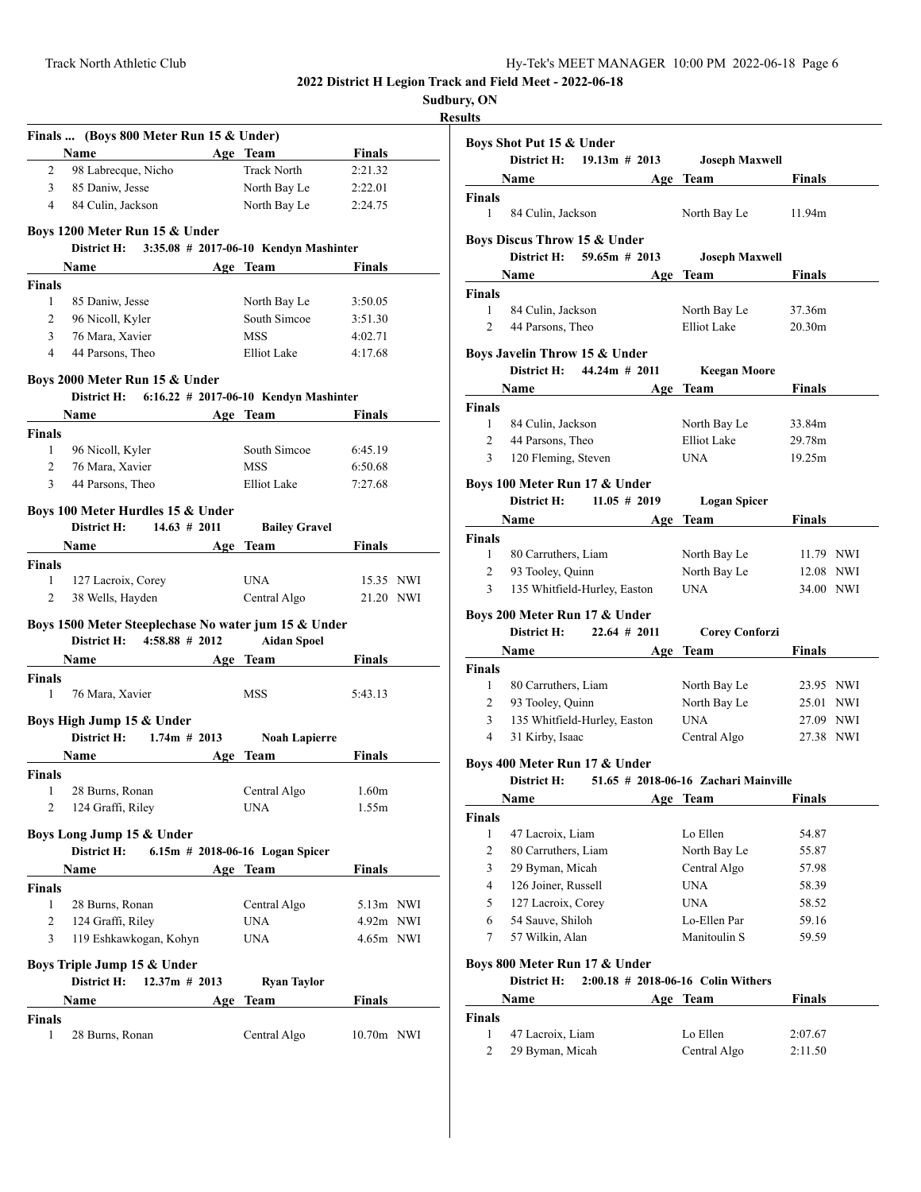## 2022 District H Legion Track and Field Meet - 2022-06-18

**Sudbury, ON**

**Results**

### Finals ... (Boys 800 Meter Run 15 & Under)

| | Name | Age | Team | Finals |
|---|---|---|---|---|
| 2 | 98 Labrecque, Nicho | | Track North | 2:21.32 |
| 3 | 85 Daniw, Jesse | | North Bay Le | 2:22.01 |
| 4 | 84 Culin, Jackson | | North Bay Le | 2:24.75 |

### Boys 1200 Meter Run 15 & Under

District H: 3:35.08 # 2017-06-10 Kendyn Mashinter

| | Name | Age | Team | Finals |
|---|---|---|---|---|
| **Finals** | | | | |
| 1 | 85 Daniw, Jesse | | North Bay Le | 3:50.05 |
| 2 | 96 Nicoll, Kyler | | South Simcoe | 3:51.30 |
| 3 | 76 Mara, Xavier | | MSS | 4:02.71 |
| 4 | 44 Parsons, Theo | | Elliot Lake | 4:17.68 |

### Boys 2000 Meter Run 15 & Under

District H: 6:16.22 # 2017-06-10 Kendyn Mashinter

| | Name | Age | Team | Finals |
|---|---|---|---|---|
| **Finals** | | | | |
| 1 | 96 Nicoll, Kyler | | South Simcoe | 6:45.19 |
| 2 | 76 Mara, Xavier | | MSS | 6:50.68 |
| 3 | 44 Parsons, Theo | | Elliot Lake | 7:27.68 |

### Boys 100 Meter Hurdles 15 & Under

District H: 14.63 # 2011 Bailey Gravel

| | Name | Age | Team | Finals | |
|---|---|---|---|---|---|
| **Finals** | | | | | |
| 1 | 127 Lacroix, Corey | | UNA | 15.35 | NWI |
| 2 | 38 Wells, Hayden | | Central Algo | 21.20 | NWI |

### Boys 1500 Meter Steeplechase No water jum 15 & Under

District H: 4:58.88 # 2012 Aidan Spoel

| | Name | Age | Team | Finals |
|---|---|---|---|---|
| **Finals** | | | | |
| 1 | 76 Mara, Xavier | | MSS | 5:43.13 |

### Boys High Jump 15 & Under

District H: 1.74m # 2013 Noah Lapierre

| | Name | Age | Team | Finals |
|---|---|---|---|---|
| **Finals** | | | | |
| 1 | 28 Burns, Ronan | | Central Algo | 1.60m |
| 2 | 124 Graffi, Riley | | UNA | 1.55m |

### Boys Long Jump 15 & Under

District H: 6.15m # 2018-06-16 Logan Spicer

| | Name | Age | Team | Finals | |
|---|---|---|---|---|---|
| **Finals** | | | | | |
| 1 | 28 Burns, Ronan | | Central Algo | 5.13m | NWI |
| 2 | 124 Graffi, Riley | | UNA | 4.92m | NWI |
| 3 | 119 Eshkawkogan, Kohyn | | UNA | 4.65m | NWI |

### Boys Triple Jump 15 & Under

District H: 12.37m # 2013 Ryan Taylor

| | Name | Age | Team | Finals | |
|---|---|---|---|---|---|
| **Finals** | | | | | |
| 1 | 28 Burns, Ronan | | Central Algo | 10.70m | NWI |

### Boys Shot Put 15 & Under

District H: 19.13m # 2013 Joseph Maxwell

| | Name | Age | Team | Finals |
|---|---|---|---|---|
| **Finals** | | | | |
| 1 | 84 Culin, Jackson | | North Bay Le | 11.94m |

### Boys Discus Throw 15 & Under

District H: 59.65m # 2013 Joseph Maxwell

| | Name | Age | Team | Finals |
|---|---|---|---|---|
| **Finals** | | | | |
| 1 | 84 Culin, Jackson | | North Bay Le | 37.36m |
| 2 | 44 Parsons, Theo | | Elliot Lake | 20.30m |

### Boys Javelin Throw 15 & Under

District H: 44.24m # 2011 Keegan Moore

| | Name | Age | Team | Finals |
|---|---|---|---|---|
| **Finals** | | | | |
| 1 | 84 Culin, Jackson | | North Bay Le | 33.84m |
| 2 | 44 Parsons, Theo | | Elliot Lake | 29.78m |
| 3 | 120 Fleming, Steven | | UNA | 19.25m |

### Boys 100 Meter Run 17 & Under

District H: 11.05 # 2019 Logan Spicer

| | Name | Age | Team | Finals | |
|---|---|---|---|---|---|
| **Finals** | | | | | |
| 1 | 80 Carruthers, Liam | | North Bay Le | 11.79 | NWI |
| 2 | 93 Tooley, Quinn | | North Bay Le | 12.08 | NWI |
| 3 | 135 Whitfield-Hurley, Easton | | UNA | 34.00 | NWI |

### Boys 200 Meter Run 17 & Under

District H: 22.64 # 2011 Corey Conforzi

| | Name | Age | Team | Finals | |
|---|---|---|---|---|---|
| **Finals** | | | | | |
| 1 | 80 Carruthers, Liam | | North Bay Le | 23.95 | NWI |
| 2 | 93 Tooley, Quinn | | North Bay Le | 25.01 | NWI |
| 3 | 135 Whitfield-Hurley, Easton | | UNA | 27.09 | NWI |
| 4 | 31 Kirby, Isaac | | Central Algo | 27.38 | NWI |

### Boys 400 Meter Run 17 & Under

District H: 51.65 # 2018-06-16 Zachari Mainville

| | Name | Age | Team | Finals |
|---|---|---|---|---|
| **Finals** | | | | |
| 1 | 47 Lacroix, Liam | | Lo Ellen | 54.87 |
| 2 | 80 Carruthers, Liam | | North Bay Le | 55.87 |
| 3 | 29 Byman, Micah | | Central Algo | 57.98 |
| 4 | 126 Joiner, Russell | | UNA | 58.39 |
| 5 | 127 Lacroix, Corey | | UNA | 58.52 |
| 6 | 54 Sauve, Shiloh | | Lo-Ellen Par | 59.16 |
| 7 | 57 Wilkin, Alan | | Manitoulin S | 59.59 |

### Boys 800 Meter Run 17 & Under

District H: 2:00.18 # 2018-06-16 Colin Withers

| | Name | Age | Team | Finals |
|---|---|---|---|---|
| **Finals** | | | | |
| 1 | 47 Lacroix, Liam | | Lo Ellen | 2:07.67 |
| 2 | 29 Byman, Micah | | Central Algo | 2:11.50 |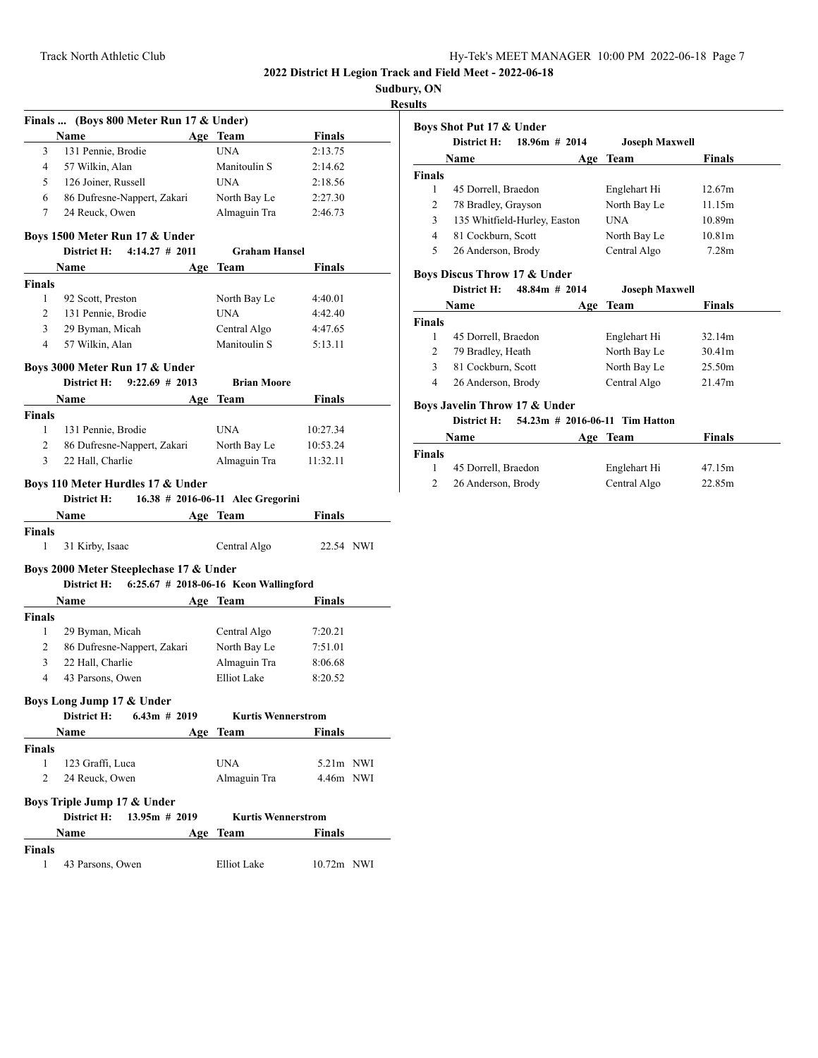**2022 District H Legion Track and Field Meet - 2022-06-18**

**Sudbury, ON**

**Results**

### Finals ... (Boys 800 Meter Run 17 & Under)

| | Name | Age | Team | Finals |
|---|---|---|---|---|
| 3 | 131 Pennie, Brodie | | UNA | 2:13.75 |
| 4 | 57 Wilkin, Alan | | Manitoulin S | 2:14.62 |
| 5 | 126 Joiner, Russell | | UNA | 2:18.56 |
| 6 | 86 Dufresne-Nappert, Zakari | | North Bay Le | 2:27.30 |
| 7 | 24 Reuck, Owen | | Almaguin Tra | 2:46.73 |

### Boys 1500 Meter Run 17 & Under

District H: 4:14.27 # 2011 Graham Hansel

| | Name | Age | Team | Finals |
|---|---|---|---|---|
| **Finals** | | | | |
| 1 | 92 Scott, Preston | | North Bay Le | 4:40.01 |
| 2 | 131 Pennie, Brodie | | UNA | 4:42.40 |
| 3 | 29 Byman, Micah | | Central Algo | 4:47.65 |
| 4 | 57 Wilkin, Alan | | Manitoulin S | 5:13.11 |

### Boys 3000 Meter Run 17 & Under

District H: 9:22.69 # 2013 Brian Moore

| | Name | Age | Team | Finals |
|---|---|---|---|---|
| **Finals** | | | | |
| 1 | 131 Pennie, Brodie | | UNA | 10:27.34 |
| 2 | 86 Dufresne-Nappert, Zakari | | North Bay Le | 10:53.24 |
| 3 | 22 Hall, Charlie | | Almaguin Tra | 11:32.11 |

### Boys 110 Meter Hurdles 17 & Under

District H: 16.38 # 2016-06-11 Alec Gregorini

| | Name | Age | Team | Finals | |
|---|---|---|---|---|---|
| **Finals** | | | | | |
| 1 | 31 Kirby, Isaac | | Central Algo | 22.54 | NWI |

### Boys 2000 Meter Steeplechase 17 & Under

District H: 6:25.67 # 2018-06-16 Keon Wallingford

| | Name | Age | Team | Finals |
|---|---|---|---|---|
| **Finals** | | | | |
| 1 | 29 Byman, Micah | | Central Algo | 7:20.21 |
| 2 | 86 Dufresne-Nappert, Zakari | | North Bay Le | 7:51.01 |
| 3 | 22 Hall, Charlie | | Almaguin Tra | 8:06.68 |
| 4 | 43 Parsons, Owen | | Elliot Lake | 8:20.52 |

### Boys Long Jump 17 & Under

District H: 6.43m # 2019 Kurtis Wennerstrom

| | Name | Age | Team | Finals | |
|---|---|---|---|---|---|
| **Finals** | | | | | |
| 1 | 123 Graffi, Luca | | UNA | 5.21m | NWI |
| 2 | 24 Reuck, Owen | | Almaguin Tra | 4.46m | NWI |

### Boys Triple Jump 17 & Under

District H: 13.95m # 2019 Kurtis Wennerstrom

| | Name | Age | Team | Finals | |
|---|---|---|---|---|---|
| **Finals** | | | | | |
| 1 | 43 Parsons, Owen | | Elliot Lake | 10.72m | NWI |

### Boys Shot Put 17 & Under

District H: 18.96m # 2014 Joseph Maxwell

| | Name | Age | Team | Finals |
|---|---|---|---|---|
| **Finals** | | | | |
| 1 | 45 Dorrell, Braedon | | Englehart Hi | 12.67m |
| 2 | 78 Bradley, Grayson | | North Bay Le | 11.15m |
| 3 | 135 Whitfield-Hurley, Easton | | UNA | 10.89m |
| 4 | 81 Cockburn, Scott | | North Bay Le | 10.81m |
| 5 | 26 Anderson, Brody | | Central Algo | 7.28m |

### Boys Discus Throw 17 & Under

District H: 48.84m # 2014 Joseph Maxwell

| | Name | Age | Team | Finals |
|---|---|---|---|---|
| **Finals** | | | | |
| 1 | 45 Dorrell, Braedon | | Englehart Hi | 32.14m |
| 2 | 79 Bradley, Heath | | North Bay Le | 30.41m |
| 3 | 81 Cockburn, Scott | | North Bay Le | 25.50m |
| 4 | 26 Anderson, Brody | | Central Algo | 21.47m |

### Boys Javelin Throw 17 & Under

District H: 54.23m # 2016-06-11 Tim Hatton

| | Name | Age | Team | Finals |
|---|---|---|---|---|
| **Finals** | | | | |
| 1 | 45 Dorrell, Braedon | | Englehart Hi | 47.15m |
| 2 | 26 Anderson, Brody | | Central Algo | 22.85m |